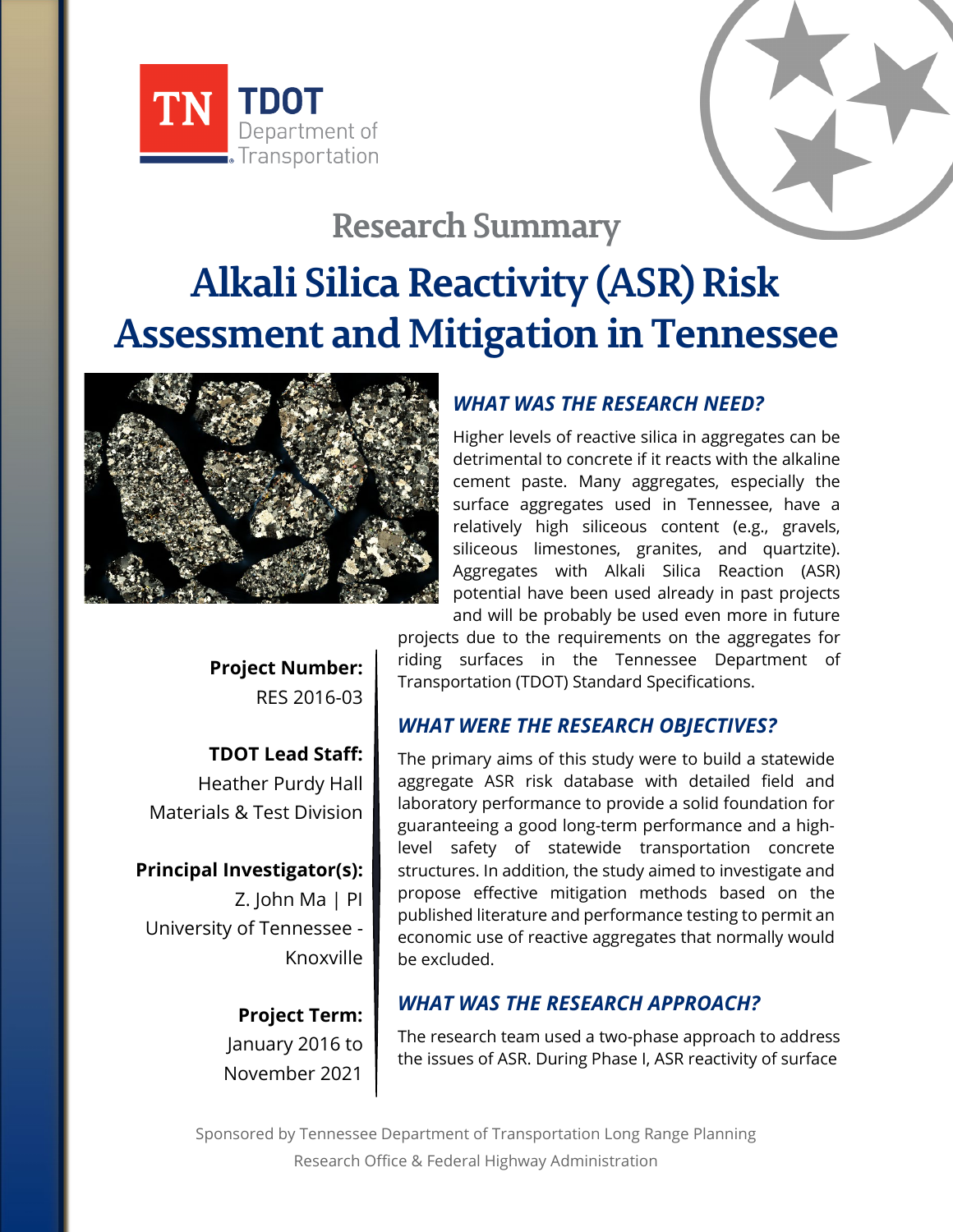# Research Summary

# Alkali Silica Reactivity (ASR) Risk Assessment and Mitigation in Tennessee

**Project Number:**
RES 2016-03

**TDOT Lead Staff:**
Heather Purdy Hall
Materials & Test Division

**Principal Investigator(s):**
Z. John Ma | PI
University of Tennessee - Knoxville

**Project Term:**
January 2016 to November 2021

## *WHAT WAS THE RESEARCH NEED?*

Higher levels of reactive silica in aggregates can be detrimental to concrete if it reacts with the alkaline cement paste. Many aggregates, especially the surface aggregates used in Tennessee, have a relatively high siliceous content (e.g., gravels, siliceous limestones, granites, and quartzite). Aggregates with Alkali Silica Reaction (ASR) potential have been used already in past projects and will be probably be used even more in future projects due to the requirements on the aggregates for riding surfaces in the Tennessee Department of Transportation (TDOT) Standard Specifications.

## *WHAT WERE THE RESEARCH OBJECTIVES?*

The primary aims of this study were to build a statewide aggregate ASR risk database with detailed field and laboratory performance to provide a solid foundation for guaranteeing a good long-term performance and a high-level safety of statewide transportation concrete structures. In addition, the study aimed to investigate and propose effective mitigation methods based on the published literature and performance testing to permit an economic use of reactive aggregates that normally would be excluded.

## *WHAT WAS THE RESEARCH APPROACH?*

The research team used a two-phase approach to address the issues of ASR. During Phase I, ASR reactivity of surface

Sponsored by Tennessee Department of Transportation Long Range Planning Research Office & Federal Highway Administration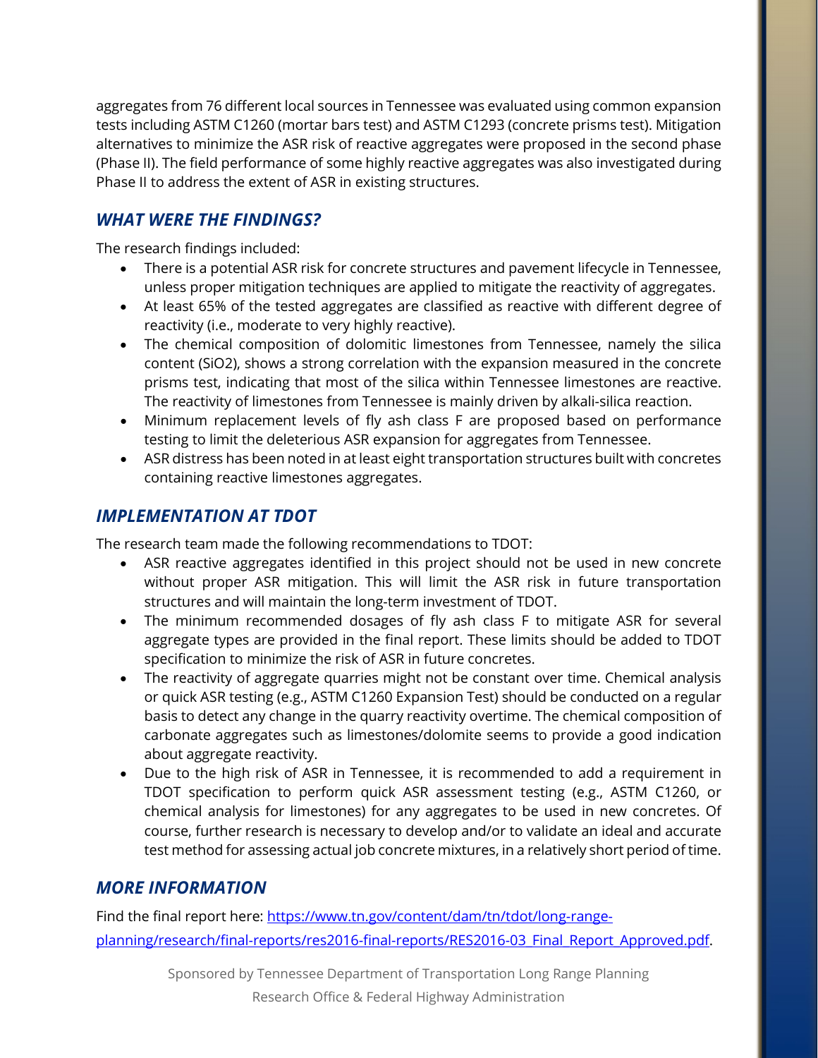aggregates from 76 different local sources in Tennessee was evaluated using common expansion tests including ASTM C1260 (mortar bars test) and ASTM C1293 (concrete prisms test). Mitigation alternatives to minimize the ASR risk of reactive aggregates were proposed in the second phase (Phase II). The field performance of some highly reactive aggregates was also investigated during Phase II to address the extent of ASR in existing structures.

## *WHAT WERE THE FINDINGS?*

The research findings included:

- There is a potential ASR risk for concrete structures and pavement lifecycle in Tennessee, unless proper mitigation techniques are applied to mitigate the reactivity of aggregates.
- At least 65% of the tested aggregates are classified as reactive with different degree of reactivity (i.e., moderate to very highly reactive).
- The chemical composition of dolomitic limestones from Tennessee, namely the silica content ($SiO_2$), shows a strong correlation with the expansion measured in the concrete prisms test, indicating that most of the silica within Tennessee limestones are reactive. The reactivity of limestones from Tennessee is mainly driven by alkali-silica reaction.
- Minimum replacement levels of fly ash class F are proposed based on performance testing to limit the deleterious ASR expansion for aggregates from Tennessee.
- ASR distress has been noted in at least eight transportation structures built with concretes containing reactive limestones aggregates.

## *IMPLEMENTATION AT TDOT*

The research team made the following recommendations to TDOT:

- ASR reactive aggregates identified in this project should not be used in new concrete without proper ASR mitigation. This will limit the ASR risk in future transportation structures and will maintain the long-term investment of TDOT.
- The minimum recommended dosages of fly ash class F to mitigate ASR for several aggregate types are provided in the final report. These limits should be added to TDOT specification to minimize the risk of ASR in future concretes.
- The reactivity of aggregate quarries might not be constant over time. Chemical analysis or quick ASR testing (e.g., ASTM C1260 Expansion Test) should be conducted on a regular basis to detect any change in the quarry reactivity overtime. The chemical composition of carbonate aggregates such as limestones/dolomite seems to provide a good indication about aggregate reactivity.
- Due to the high risk of ASR in Tennessee, it is recommended to add a requirement in TDOT specification to perform quick ASR assessment testing (e.g., ASTM C1260, or chemical analysis for limestones) for any aggregates to be used in new concretes. Of course, further research is necessary to develop and/or to validate an ideal and accurate test method for assessing actual job concrete mixtures, in a relatively short period of time.

## *MORE INFORMATION*

Find the final report here: [https://www.tn.gov/content/dam/tn/tdot/long-range-planning/research/final-reports/res2016-final-reports/RES2016-03_Final_Report_Approved.pdf](https://www.tn.gov/content/dam/tn/tdot/long-range-planning/research/final-reports/res2016-final-reports/RES2016-03_Final_Report_Approved.pdf).

Sponsored by Tennessee Department of Transportation Long Range Planning Research Office & Federal Highway Administration